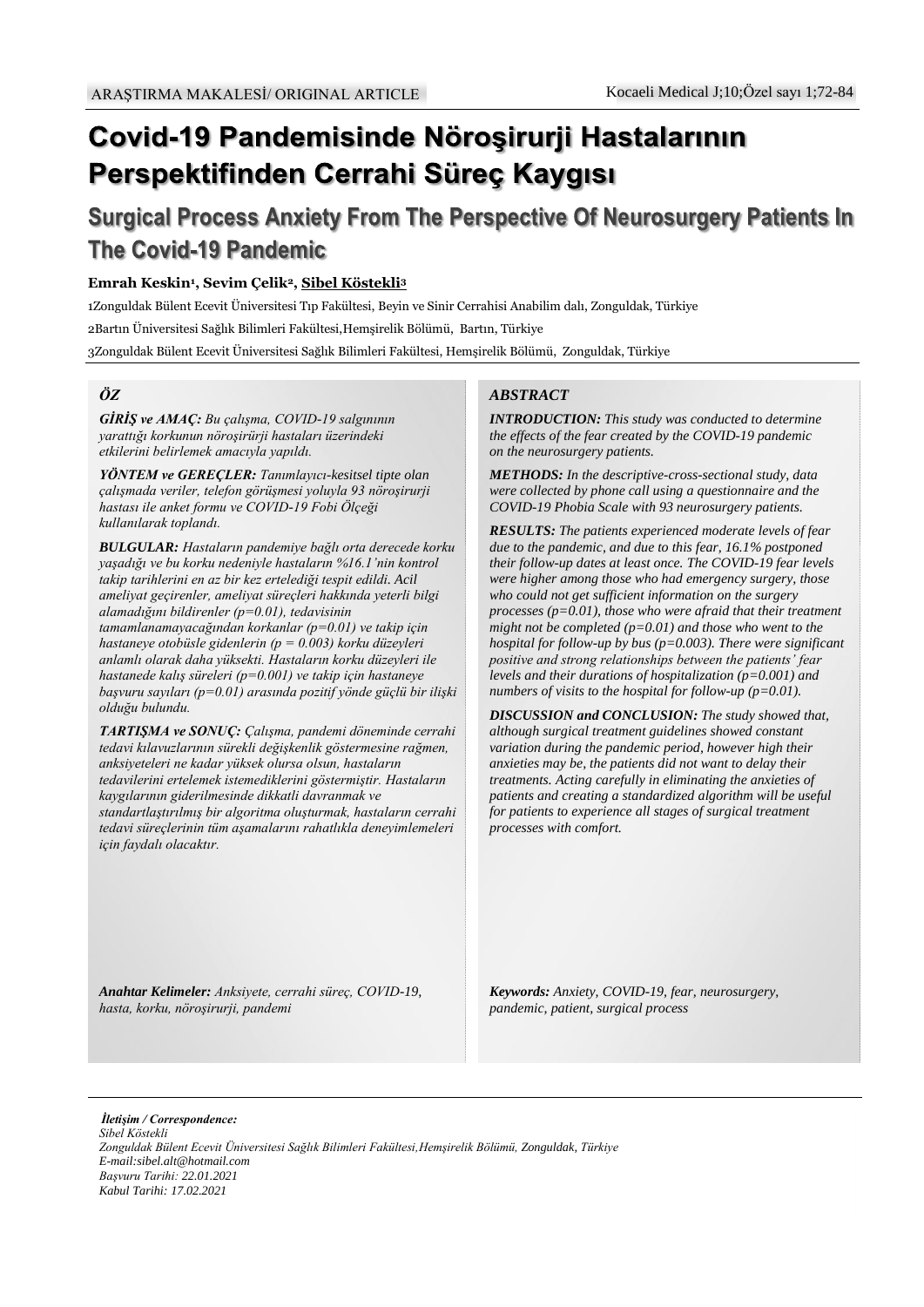ARAŞTIRMA MAKALESİ/ ORIGINAL ARTICLE

# Covid-19 Pandemisinde Nöroşirurji Hastalarının Perspektifinden Cerrahi Süreç Kaygısı

## Surgical Process Anxiety From The Perspective Of Neurosurgery Patients In The Covid-19 Pandemic

**Emrah Keskin[1], Sevim Çelik[2], Sibel Köstekli[3]**

1Zonguldak Bülent Ecevit Üniversitesi Tıp Fakültesi, Beyin ve Sinir Cerrahisi Anabilim dalı, Zonguldak, Türkiye

2Bartın Üniversitesi Sağlık Bilimleri Fakültesi,Hemşirelik Bölümü, Bartın, Türkiye

3Zonguldak Bülent Ecevit Üniversitesi Sağlık Bilimleri Fakültesi, Hemşirelik Bölümü, Zonguldak, Türkiye

### ÖZ

***GİRİŞ ve AMAÇ:*** *Bu çalışma, COVID-19 salgınının yarattığı korkunun nöroşirürji hastaları üzerindeki etkilerini belirlemek amacıyla yapıldı.*

***YÖNTEM ve GEREÇLER:*** *Tanımlayıcı-kesitsel tipte olan çalışmada veriler, telefon görüşmesi yoluyla 93 nöroşirurji hastası ile anket formu ve COVID-19 Fobi Ölçeği kullanılarak toplandı.*

***BULGULAR:*** *Hastaların pandemiye bağlı orta derecede korku yaşadığı ve bu korku nedeniyle hastaların %16.1'nin kontrol takip tarihlerini en az bir kez ertelediği tespit edildi. Acil ameliyat geçirenler, ameliyat süreçleri hakkında yeterli bilgi alamadığını bildirenler (p=0.01), tedavisinin tamamlanamayacağından korkanlar (p=0.01) ve takip için hastaneye otobüsle gidenlerin (p = 0.003) korku düzeyleri anlamlı olarak daha yüksekti. Hastaların korku düzeyleri ile hastanede kalış süreleri (p=0.001) ve takip için hastaneye başvuru sayıları (p=0.01) arasında pozitif yönde güçlü bir ilişki olduğu bulundu.*

***TARTIŞMA ve SONUÇ:*** *Çalışma, pandemi döneminde cerrahi tedavi kılavuzlarının sürekli değişkenlik göstermesine rağmen, anksiyeteleri ne kadar yüksek olursa olsun, hastaların tedavilerini ertelemek istemediklerini göstermiştir. Hastaların kaygılarının giderilmesinde dikkatli davranmak ve standartlaştırılmış bir algoritma oluşturmak, hastaların cerrahi tedavi süreçlerinin tüm aşamalarını rahatlıkla deneyimlemeleri için faydalı olacaktır.*

***Anahtar Kelimeler:*** *Anksiyete, cerrahi süreç, COVID-19, hasta, korku, nöroşirurji, pandemi*

### ABSTRACT

***INTRODUCTION:*** *This study was conducted to determine the effects of the fear created by the COVID-19 pandemic on the neurosurgery patients.*

***METHODS:*** *In the descriptive-cross-sectional study, data were collected by phone call using a questionnaire and the COVID-19 Phobia Scale with 93 neurosurgery patients.*

***RESULTS:*** *The patients experienced moderate levels of fear due to the pandemic, and due to this fear, 16.1% postponed their follow-up dates at least once. The COVID-19 fear levels were higher among those who had emergency surgery, those who could not get sufficient information on the surgery processes (p=0.01), those who were afraid that their treatment might not be completed (p=0.01) and those who went to the hospital for follow-up by bus (p=0.003). There were significant positive and strong relationships between the patients' fear levels and their durations of hospitalization (p=0.001) and numbers of visits to the hospital for follow-up (p=0.01).*

***DISCUSSION and CONCLUSION:*** *The study showed that, although surgical treatment guidelines showed constant variation during the pandemic period, however high their anxieties may be, the patients did not want to delay their treatments. Acting carefully in eliminating the anxieties of patients and creating a standardized algorithm will be useful for patients to experience all stages of surgical treatment processes with comfort.*

***Keywords:*** *Anxiety, COVID-19, fear, neurosurgery, pandemic, patient, surgical process*

***İletişim / Correspondence:***
*Sibel Köstekli*
*Zonguldak Bülent Ecevit Üniversitesi Sağlık Bilimleri Fakültesi,Hemşirelik Bölümü, Zonguldak, Türkiye*
*E-mail:sibel.alt@hotmail.com*
*Başvuru Tarihi: 22.01.2021*
*Kabul Tarihi: 17.02.2021*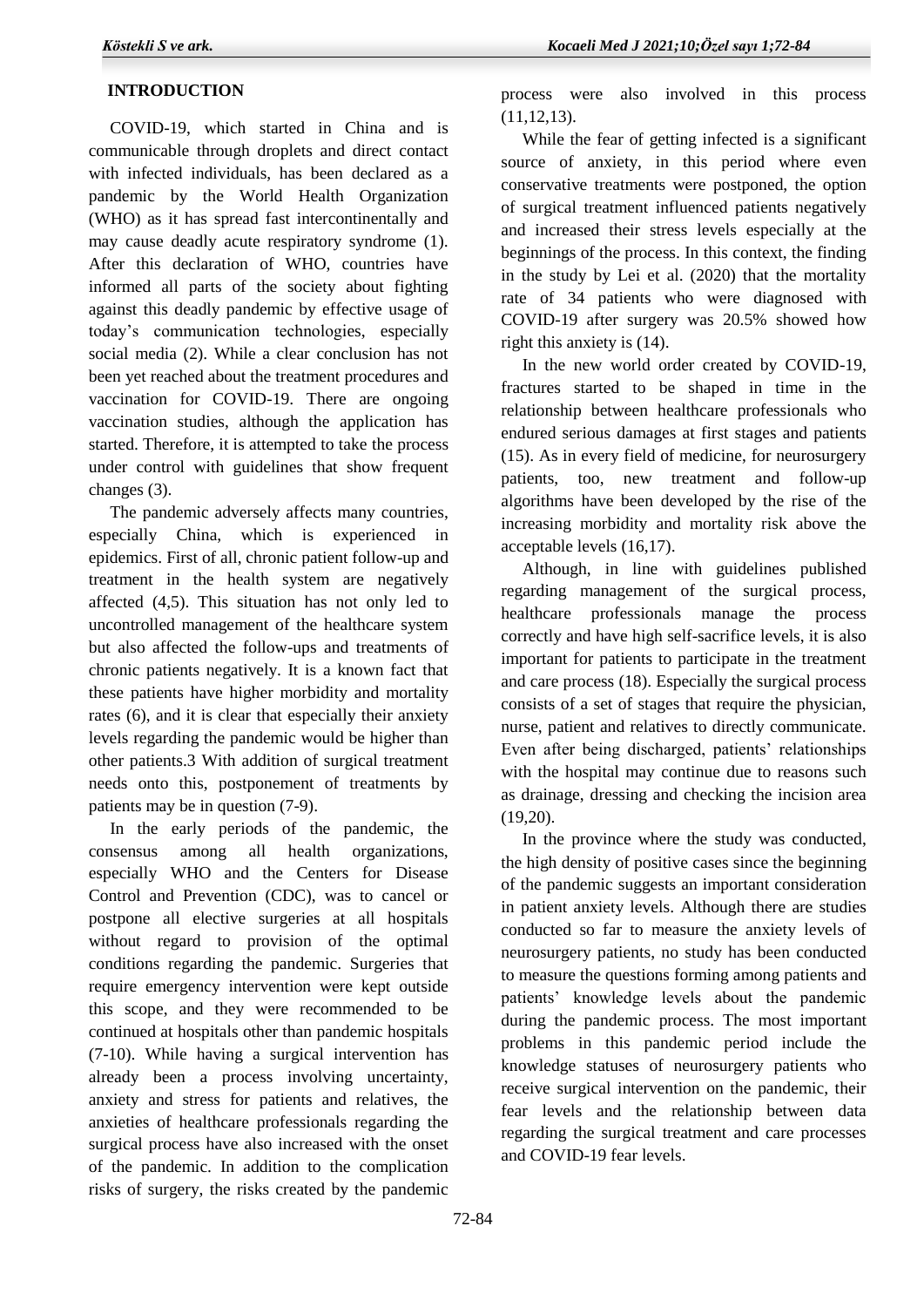## INTRODUCTION

COVID-19, which started in China and is communicable through droplets and direct contact with infected individuals, has been declared as a pandemic by the World Health Organization (WHO) as it has spread fast intercontinentally and may cause deadly acute respiratory syndrome (1). After this declaration of WHO, countries have informed all parts of the society about fighting against this deadly pandemic by effective usage of today's communication technologies, especially social media (2). While a clear conclusion has not been yet reached about the treatment procedures and vaccination for COVID-19. There are ongoing vaccination studies, although the application has started. Therefore, it is attempted to take the process under control with guidelines that show frequent changes (3).

The pandemic adversely affects many countries, especially China, which is experienced in epidemics. First of all, chronic patient follow-up and treatment in the health system are negatively affected (4,5). This situation has not only led to uncontrolled management of the healthcare system but also affected the follow-ups and treatments of chronic patients negatively. It is a known fact that these patients have higher morbidity and mortality rates (6), and it is clear that especially their anxiety levels regarding the pandemic would be higher than other patients.3 With addition of surgical treatment needs onto this, postponement of treatments by patients may be in question (7-9).

In the early periods of the pandemic, the consensus among all health organizations, especially WHO and the Centers for Disease Control and Prevention (CDC), was to cancel or postpone all elective surgeries at all hospitals without regard to provision of the optimal conditions regarding the pandemic. Surgeries that require emergency intervention were kept outside this scope, and they were recommended to be continued at hospitals other than pandemic hospitals (7-10). While having a surgical intervention has already been a process involving uncertainty, anxiety and stress for patients and relatives, the anxieties of healthcare professionals regarding the surgical process have also increased with the onset of the pandemic. In addition to the complication risks of surgery, the risks created by the pandemic process were also involved in this process (11,12,13).

While the fear of getting infected is a significant source of anxiety, in this period where even conservative treatments were postponed, the option of surgical treatment influenced patients negatively and increased their stress levels especially at the beginnings of the process. In this context, the finding in the study by Lei et al. (2020) that the mortality rate of 34 patients who were diagnosed with COVID-19 after surgery was 20.5% showed how right this anxiety is (14).

In the new world order created by COVID-19, fractures started to be shaped in time in the relationship between healthcare professionals who endured serious damages at first stages and patients (15). As in every field of medicine, for neurosurgery patients, too, new treatment and follow-up algorithms have been developed by the rise of the increasing morbidity and mortality risk above the acceptable levels (16,17).

Although, in line with guidelines published regarding management of the surgical process, healthcare professionals manage the process correctly and have high self-sacrifice levels, it is also important for patients to participate in the treatment and care process (18). Especially the surgical process consists of a set of stages that require the physician, nurse, patient and relatives to directly communicate. Even after being discharged, patients' relationships with the hospital may continue due to reasons such as drainage, dressing and checking the incision area (19,20).

In the province where the study was conducted, the high density of positive cases since the beginning of the pandemic suggests an important consideration in patient anxiety levels. Although there are studies conducted so far to measure the anxiety levels of neurosurgery patients, no study has been conducted to measure the questions forming among patients and patients' knowledge levels about the pandemic during the pandemic process. The most important problems in this pandemic period include the knowledge statuses of neurosurgery patients who receive surgical intervention on the pandemic, their fear levels and the relationship between data regarding the surgical treatment and care processes and COVID-19 fear levels.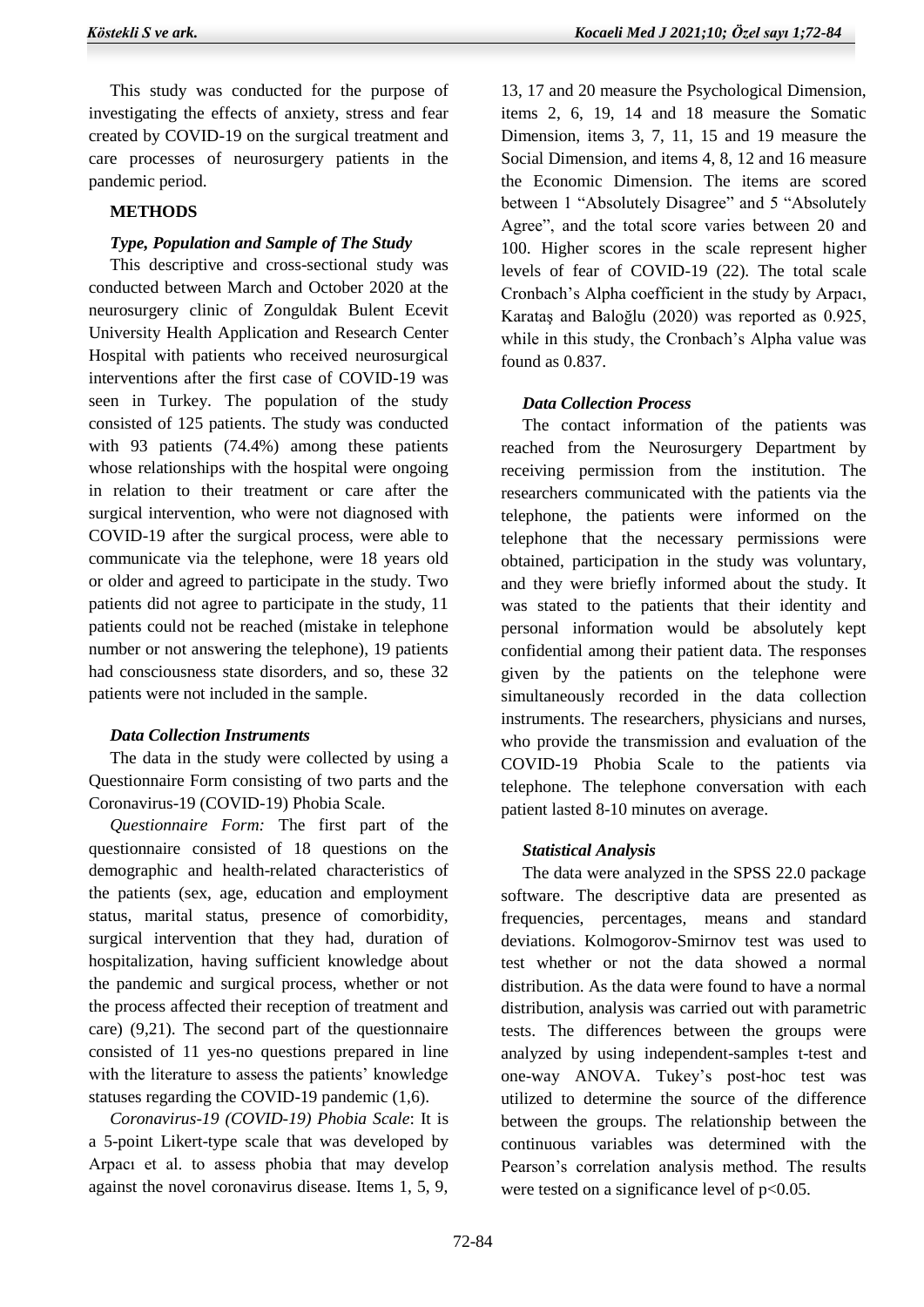This study was conducted for the purpose of investigating the effects of anxiety, stress and fear created by COVID-19 on the surgical treatment and care processes of neurosurgery patients in the pandemic period.

## METHODS

### *Type, Population and Sample of The Study*

This descriptive and cross-sectional study was conducted between March and October 2020 at the neurosurgery clinic of Zonguldak Bulent Ecevit University Health Application and Research Center Hospital with patients who received neurosurgical interventions after the first case of COVID-19 was seen in Turkey. The population of the study consisted of 125 patients. The study was conducted with 93 patients (74.4%) among these patients whose relationships with the hospital were ongoing in relation to their treatment or care after the surgical intervention, who were not diagnosed with COVID-19 after the surgical process, were able to communicate via the telephone, were 18 years old or older and agreed to participate in the study. Two patients did not agree to participate in the study, 11 patients could not be reached (mistake in telephone number or not answering the telephone), 19 patients had consciousness state disorders, and so, these 32 patients were not included in the sample.

### *Data Collection Instruments*

The data in the study were collected by using a Questionnaire Form consisting of two parts and the Coronavirus-19 (COVID-19) Phobia Scale.

*Questionnaire Form:* The first part of the questionnaire consisted of 18 questions on the demographic and health-related characteristics of the patients (sex, age, education and employment status, marital status, presence of comorbidity, surgical intervention that they had, duration of hospitalization, having sufficient knowledge about the pandemic and surgical process, whether or not the process affected their reception of treatment and care) (9,21). The second part of the questionnaire consisted of 11 yes-no questions prepared in line with the literature to assess the patients' knowledge statuses regarding the COVID-19 pandemic (1,6).

*Coronavirus-19 (COVID-19) Phobia Scale*: It is a 5-point Likert-type scale that was developed by Arpacı et al. to assess phobia that may develop against the novel coronavirus disease. Items 1, 5, 9, 13, 17 and 20 measure the Psychological Dimension, items 2, 6, 19, 14 and 18 measure the Somatic Dimension, items 3, 7, 11, 15 and 19 measure the Social Dimension, and items 4, 8, 12 and 16 measure the Economic Dimension. The items are scored between 1 "Absolutely Disagree" and 5 "Absolutely Agree", and the total score varies between 20 and 100. Higher scores in the scale represent higher levels of fear of COVID-19 (22). The total scale Cronbach's Alpha coefficient in the study by Arpacı, Karataş and Baloğlu (2020) was reported as 0.925, while in this study, the Cronbach's Alpha value was found as 0.837.

### *Data Collection Process*

The contact information of the patients was reached from the Neurosurgery Department by receiving permission from the institution. The researchers communicated with the patients via the telephone, the patients were informed on the telephone that the necessary permissions were obtained, participation in the study was voluntary, and they were briefly informed about the study. It was stated to the patients that their identity and personal information would be absolutely kept confidential among their patient data. The responses given by the patients on the telephone were simultaneously recorded in the data collection instruments. The researchers, physicians and nurses, who provide the transmission and evaluation of the COVID-19 Phobia Scale to the patients via telephone. The telephone conversation with each patient lasted 8-10 minutes on average.

### *Statistical Analysis*

The data were analyzed in the SPSS 22.0 package software. The descriptive data are presented as frequencies, percentages, means and standard deviations. Kolmogorov-Smirnov test was used to test whether or not the data showed a normal distribution. As the data were found to have a normal distribution, analysis was carried out with parametric tests. The differences between the groups were analyzed by using independent-samples t-test and one-way ANOVA. Tukey's post-hoc test was utilized to determine the source of the difference between the groups. The relationship between the continuous variables was determined with the Pearson's correlation analysis method. The results were tested on a significance level of $p<0.05$.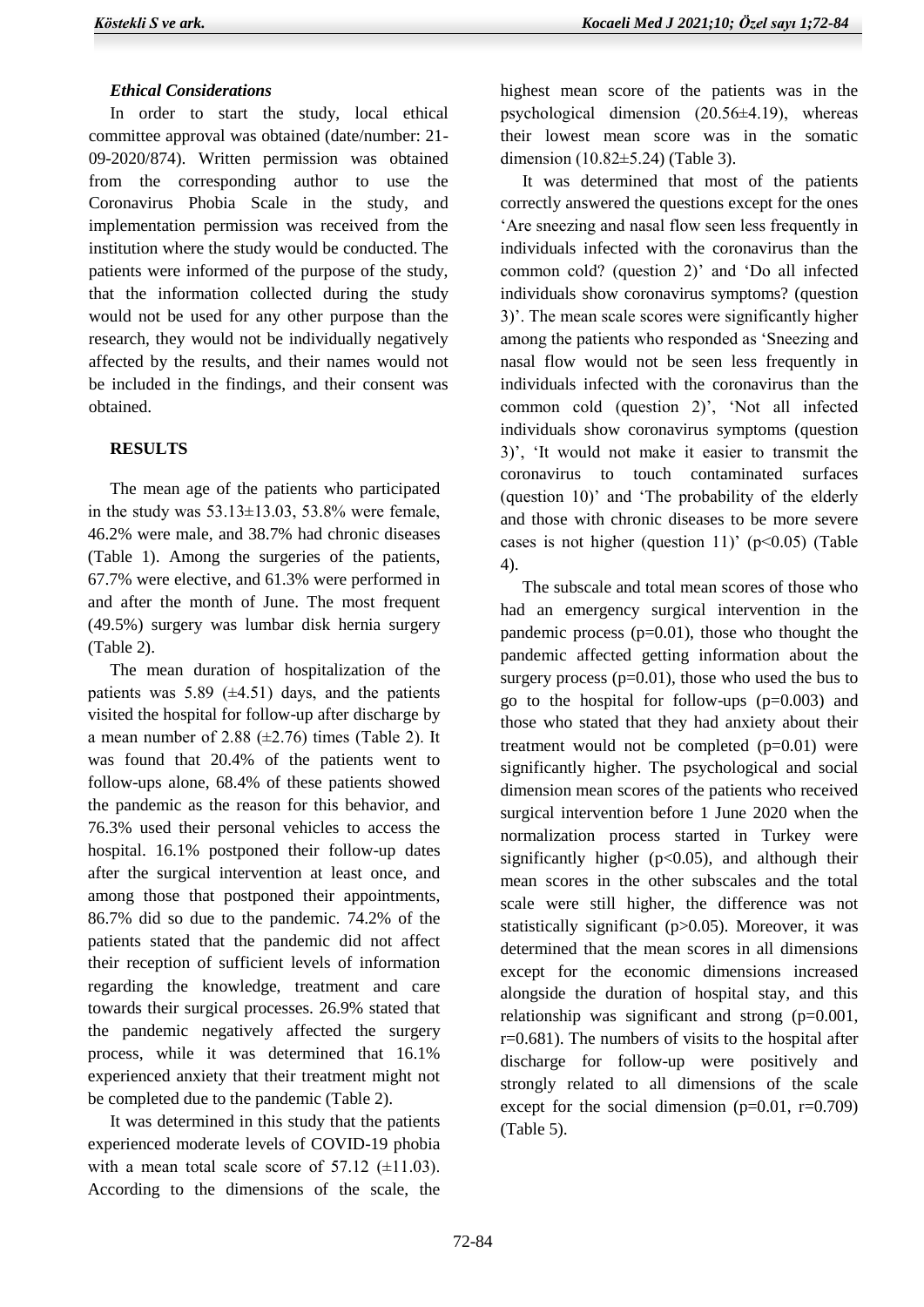### *Ethical Considerations*

In order to start the study, local ethical committee approval was obtained (date/number: 21-09-2020/874). Written permission was obtained from the corresponding author to use the Coronavirus Phobia Scale in the study, and implementation permission was received from the institution where the study would be conducted. The patients were informed of the purpose of the study, that the information collected during the study would not be used for any other purpose than the research, they would not be individually negatively affected by the results, and their names would not be included in the findings, and their consent was obtained.

## RESULTS

The mean age of the patients who participated in the study was 53.13±13.03, 53.8% were female, 46.2% were male, and 38.7% had chronic diseases (Table 1). Among the surgeries of the patients, 67.7% were elective, and 61.3% were performed in and after the month of June. The most frequent (49.5%) surgery was lumbar disk hernia surgery (Table 2).

The mean duration of hospitalization of the patients was 5.89 (±4.51) days, and the patients visited the hospital for follow-up after discharge by a mean number of 2.88 (±2.76) times (Table 2). It was found that 20.4% of the patients went to follow-ups alone, 68.4% of these patients showed the pandemic as the reason for this behavior, and 76.3% used their personal vehicles to access the hospital. 16.1% postponed their follow-up dates after the surgical intervention at least once, and among those that postponed their appointments, 86.7% did so due to the pandemic. 74.2% of the patients stated that the pandemic did not affect their reception of sufficient levels of information regarding the knowledge, treatment and care towards their surgical processes. 26.9% stated that the pandemic negatively affected the surgery process, while it was determined that 16.1% experienced anxiety that their treatment might not be completed due to the pandemic (Table 2).

It was determined in this study that the patients experienced moderate levels of COVID-19 phobia with a mean total scale score of 57.12 (±11.03). According to the dimensions of the scale, the highest mean score of the patients was in the psychological dimension (20.56±4.19), whereas their lowest mean score was in the somatic dimension (10.82±5.24) (Table 3).

It was determined that most of the patients correctly answered the questions except for the ones 'Are sneezing and nasal flow seen less frequently in individuals infected with the coronavirus than the common cold? (question 2)' and 'Do all infected individuals show coronavirus symptoms? (question 3)'. The mean scale scores were significantly higher among the patients who responded as 'Sneezing and nasal flow would not be seen less frequently in individuals infected with the coronavirus than the common cold (question 2)', 'Not all infected individuals show coronavirus symptoms (question 3)', 'It would not make it easier to transmit the coronavirus to touch contaminated surfaces (question 10)' and 'The probability of the elderly and those with chronic diseases to be more severe cases is not higher (question 11)' ($p<0.05$) (Table 4).

The subscale and total mean scores of those who had an emergency surgical intervention in the pandemic process ($p=0.01$), those who thought the pandemic affected getting information about the surgery process ($p=0.01$), those who used the bus to go to the hospital for follow-ups ($p=0.003$) and those who stated that they had anxiety about their treatment would not be completed ($p=0.01$) were significantly higher. The psychological and social dimension mean scores of the patients who received surgical intervention before 1 June 2020 when the normalization process started in Turkey were significantly higher ($p<0.05$), and although their mean scores in the other subscales and the total scale were still higher, the difference was not statistically significant ($p>0.05$). Moreover, it was determined that the mean scores in all dimensions except for the economic dimensions increased alongside the duration of hospital stay, and this relationship was significant and strong ($p=0.001$, $r=0.681$). The numbers of visits to the hospital after discharge for follow-up were positively and strongly related to all dimensions of the scale except for the social dimension ($p=0.01$, $r=0.709$) (Table 5).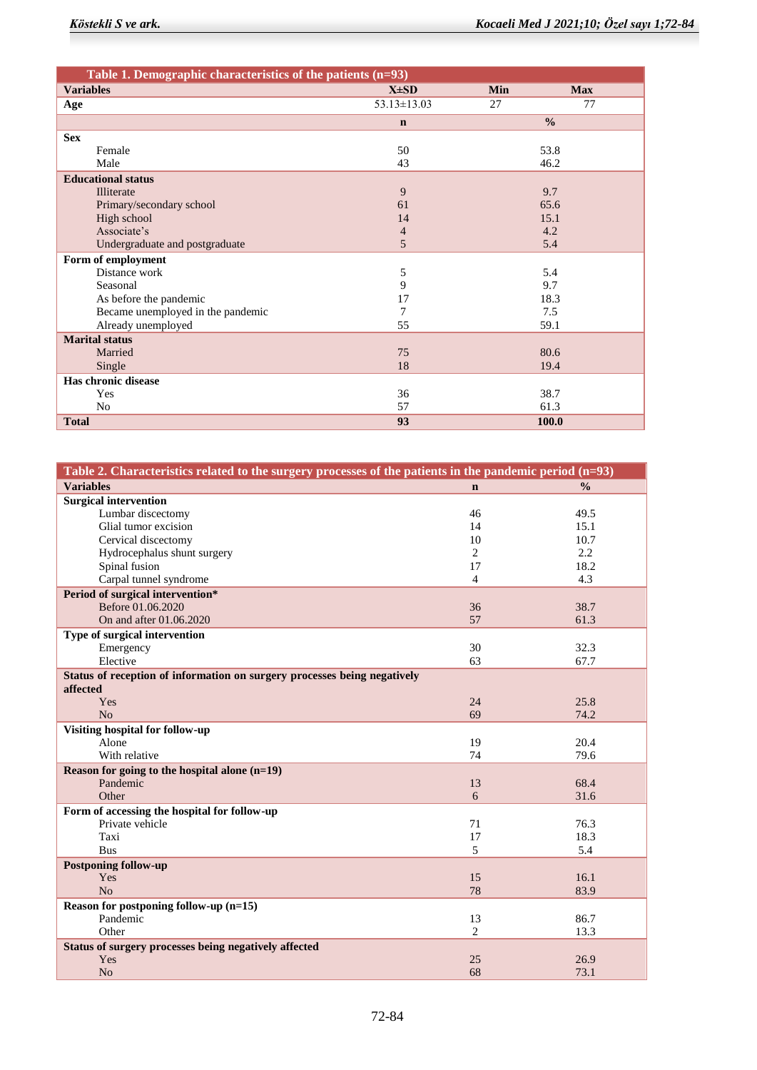**Table 1. Demographic characteristics of the patients (n=93)**

| Variables | X±SD | Min | Max |
|---|---|---|---|
| **Age** | 53.13±13.03 | 27 | 77 |
| | **n** | **%** | |
| **Sex** | | | |
| Female | 50 | 53.8 | |
| Male | 43 | 46.2 | |
| **Educational status** | | | |
| Illiterate | 9 | 9.7 | |
| Primary/secondary school | 61 | 65.6 | |
| High school | 14 | 15.1 | |
| Associate's | 4 | 4.2 | |
| Undergraduate and postgraduate | 5 | 5.4 | |
| **Form of employment** | | | |
| Distance work | 5 | 5.4 | |
| Seasonal | 9 | 9.7 | |
| As before the pandemic | 17 | 18.3 | |
| Became unemployed in the pandemic | 7 | 7.5 | |
| Already unemployed | 55 | 59.1 | |
| **Marital status** | | | |
| Married | 75 | 80.6 | |
| Single | 18 | 19.4 | |
| **Has chronic disease** | | | |
| Yes | 36 | 38.7 | |
| No | 57 | 61.3 | |
| **Total** | **93** | **100.0** | |

**Table 2. Characteristics related to the surgery processes of the patients in the pandemic period (n=93)**

| Variables | n | % |
|---|---|---|
| **Surgical intervention** | | |
| Lumbar discectomy | 46 | 49.5 |
| Glial tumor excision | 14 | 15.1 |
| Cervical discectomy | 10 | 10.7 |
| Hydrocephalus shunt surgery | 2 | 2.2 |
| Spinal fusion | 17 | 18.2 |
| Carpal tunnel syndrome | 4 | 4.3 |
| **Period of surgical intervention*** | | |
| Before 01.06.2020 | 36 | 38.7 |
| On and after 01.06.2020 | 57 | 61.3 |
| **Type of surgical intervention** | | |
| Emergency | 30 | 32.3 |
| Elective | 63 | 67.7 |
| **Status of reception of information on surgery processes being negatively affected** | | |
| Yes | 24 | 25.8 |
| No | 69 | 74.2 |
| **Visiting hospital for follow-up** | | |
| Alone | 19 | 20.4 |
| With relative | 74 | 79.6 |
| **Reason for going to the hospital alone (n=19)** | | |
| Pandemic | 13 | 68.4 |
| Other | 6 | 31.6 |
| **Form of accessing the hospital for follow-up** | | |
| Private vehicle | 71 | 76.3 |
| Taxi | 17 | 18.3 |
| Bus | 5 | 5.4 |
| **Postponing follow-up** | | |
| Yes | 15 | 16.1 |
| No | 78 | 83.9 |
| **Reason for postponing follow-up (n=15)** | | |
| Pandemic | 13 | 86.7 |
| Other | 2 | 13.3 |
| **Status of surgery processes being negatively affected** | | |
| Yes | 25 | 26.9 |
| No | 68 | 73.1 |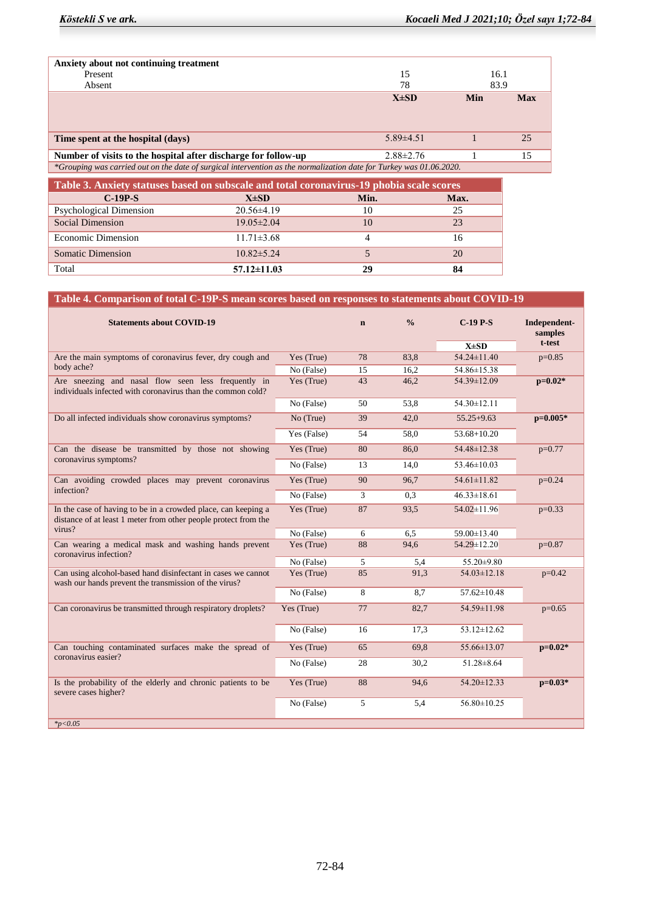| | | | |
|---|---|---|---|
| **Anxiety about not continuing treatment** | | | |
| Present | 15 | 16.1 | |
| Absent | 78 | 83.9 | |
| | **X±SD** | **Min** | **Max** |
| **Time spent at the hospital (days)** | 5.89±4.51 | 1 | 25 |
| **Number of visits to the hospital after discharge for follow-up** | 2.88±2.76 | 1 | 15 |

*Grouping was carried out on the date of surgical intervention as the normalization date for Turkey was 01.06.2020.*

**Table 3. Anxiety statuses based on subscale and total coronavirus-19 phobia scale scores**

| C-19P-S | X±SD | Min. | Max. |
|---|---|---|---|
| Psychological Dimension | 20.56±4.19 | 10 | 25 |
| Social Dimension | 19.05±2.04 | 10 | 23 |
| Economic Dimension | 11.71±3.68 | 4 | 16 |
| Somatic Dimension | 10.82±5.24 | 5 | 20 |
| Total | **57.12±11.03** | **29** | **84** |

**Table 4. Comparison of total C-19P-S mean scores based on responses to statements about COVID-19**

| Statements about COVID-19 | | n | % | C-19 P-S X±SD | Independent-samples t-test |
|---|---|---|---|---|---|
| Are the main symptoms of coronavirus fever, dry cough and body ache? | Yes (True) | 78 | 83,8 | 54.24±11.40 | p=0.85 |
| | No (False) | 15 | 16,2 | 54.86±15.38 | |
| Are sneezing and nasal flow seen less frequently in individuals infected with coronavirus than the common cold? | Yes (True) | 43 | 46,2 | 54.39±12.09 | **p=0.02*** |
| | No (False) | 50 | 53,8 | 54.30±12.11 | |
| Do all infected individuals show coronavirus symptoms? | No (True) | 39 | 42,0 | 55.25+9.63 | **p=0.005*** |
| | Yes (False) | 54 | 58,0 | 53.68+10.20 | |
| Can the disease be transmitted by those not showing coronavirus symptoms? | Yes (True) | 80 | 86,0 | 54.48±12.38 | p=0.77 |
| | No (False) | 13 | 14,0 | 53.46±10.03 | |
| Can avoiding crowded places may prevent coronavirus infection? | Yes (True) | 90 | 96,7 | 54.61±11.82 | p=0.24 |
| | No (False) | 3 | 0,3 | 46.33±18.61 | |
| In the case of having to be in a crowded place, can keeping a distance of at least 1 meter from other people protect from the virus? | Yes (True) | 87 | 93,5 | 54.02±11.96 | p=0.33 |
| | No (False) | 6 | 6,5 | 59.00±13.40 | |
| Can wearing a medical mask and washing hands prevent coronavirus infection? | Yes (True) | 88 | 94,6 | 54.29±12.20 | p=0.87 |
| | No (False) | 5 | 5,4 | 55.20±9.80 | |
| Can using alcohol-based hand disinfectant in cases we cannot wash our hands prevent the transmission of the virus? | Yes (True) | 85 | 91,3 | 54.03±12.18 | p=0.42 |
| | No (False) | 8 | 8,7 | 57.62±10.48 | |
| Can coronavirus be transmitted through respiratory droplets? | Yes (True) | 77 | 82,7 | 54.59±11.98 | p=0.65 |
| | No (False) | 16 | 17,3 | 53.12±12.62 | |
| Can touching contaminated surfaces make the spread of coronavirus easier? | Yes (True) | 65 | 69,8 | 55.66±13.07 | **p=0.02*** |
| | No (False) | 28 | 30,2 | 51.28±8.64 | |
| Is the probability of the elderly and chronic patients to be severe cases higher? | Yes (True) | 88 | 94,6 | 54.20±12.33 | **p=0.03*** |
| | No (False) | 5 | 5,4 | 56.80±10.25 | |

*$p<0.05$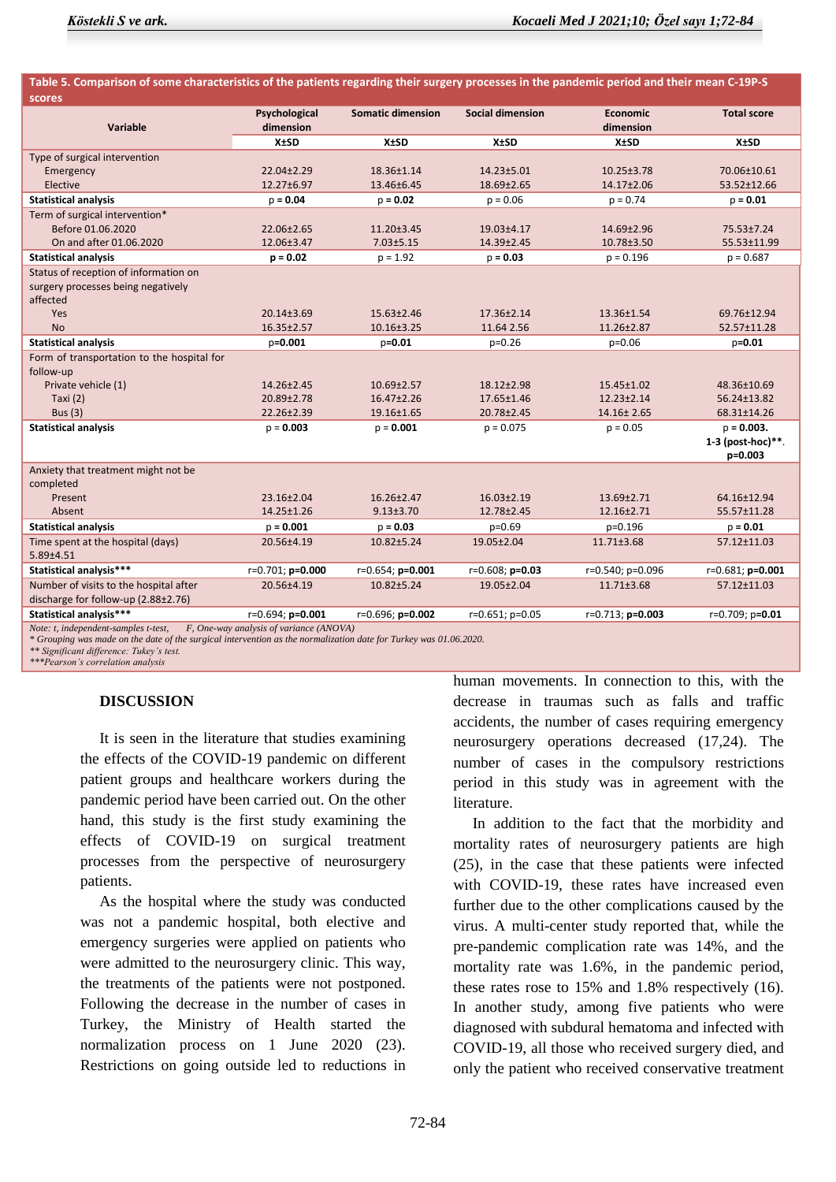**Table 5. Comparison of some characteristics of the patients regarding their surgery processes in the pandemic period and their mean C-19P-S scores**

| Variable | Psychological dimension | Somatic dimension | Social dimension | Economic dimension | Total score |
|---|---|---|---|---|---|
| | X±SD | X±SD | X±SD | X±SD | X±SD |
| Type of surgical intervention | | | | | |
| Emergency | 22.04±2.29 | 18.36±1.14 | 14.23±5.01 | 10.25±3.78 | 70.06±10.61 |
| Elective | 12.27±6.97 | 13.46±6.45 | 18.69±2.65 | 14.17±2.06 | 53.52±12.66 |
| **Statistical analysis** | p = **0.04** | p = **0.02** | p = 0.06 | p = 0.74 | p = **0.01** |
| Term of surgical intervention* | | | | | |
| Before 01.06.2020 | 22.06±2.65 | 11.20±3.45 | 19.03±4.17 | 14.69±2.96 | 75.53±7.24 |
| On and after 01.06.2020 | 12.06±3.47 | 7.03±5.15 | 14.39±2.45 | 10.78±3.50 | 55.53±11.99 |
| **Statistical analysis** | **p = 0.02** | p = 1.92 | p = **0.03** | p = 0.196 | p = 0.687 |
| Status of reception of information on surgery processes being negatively affected | | | | | |
| Yes | 20.14±3.69 | 15.63±2.46 | 17.36±2.14 | 13.36±1.54 | 69.76±12.94 |
| No | 16.35±2.57 | 10.16±3.25 | 11.64 2.56 | 11.26±2.87 | 52.57±11.28 |
| **Statistical analysis** | **p=0.001** | **p=0.01** | p=0.26 | p=0.06 | **p=0.01** |
| Form of transportation to the hospital for follow-up | | | | | |
| Private vehicle (1) | 14.26±2.45 | 10.69±2.57 | 18.12±2.98 | 15.45±1.02 | 48.36±10.69 |
| Taxi (2) | 20.89±2.78 | 16.47±2.26 | 17.65±1.46 | 12.23±2.14 | 56.24±13.82 |
| Bus (3) | 22.26±2.39 | 19.16±1.65 | 20.78±2.45 | 14.16± 2.65 | 68.31±14.26 |
| **Statistical analysis** | p = **0.003** | p = **0.001** | p = 0.075 | p = 0.05 | p = **0.003.** **1-3 (post-hoc)\*\***. **p=0.003** |
| Anxiety that treatment might not be completed | | | | | |
| Present | 23.16±2.04 | 16.26±2.47 | 16.03±2.19 | 13.69±2.71 | 64.16±12.94 |
| Absent | 14.25±1.26 | 9.13±3.70 | 12.78±2.45 | 12.16±2.71 | 55.57±11.28 |
| **Statistical analysis** | p = **0.001** | p = **0.03** | p=0.69 | p=0.196 | p = **0.01** |
| Time spent at the hospital (days) 5.89±4.51 | 20.56±4.19 | 10.82±5.24 | 19.05±2.04 | 11.71±3.68 | 57.12±11.03 |
| **Statistical analysis\*\*\*** | r=0.701; **p=0.000** | r=0.654; **p=0.001** | r=0.608; **p=0.03** | r=0.540; p=0.096 | r=0.681; **p=0.001** |
| Number of visits to the hospital after discharge for follow-up (2.88±2.76) | 20.56±4.19 | 10.82±5.24 | 19.05±2.04 | 11.71±3.68 | 57.12±11.03 |
| **Statistical analysis\*\*\*** | r=0.694; **p=0.001** | r=0.696; **p=0.002** | r=0.651; p=0.05 | r=0.713; **p=0.003** | r=0.709; p=**0.01** |

*Note: t, independent-samples t-test, F, One-way analysis of variance (ANOVA)*
*\* Grouping was made on the date of the surgical intervention as the normalization date for Turkey was 01.06.2020.*
*\*\* Significant difference: Tukey's test.*
*\*\*\*Pearson's correlation analysis*

## DISCUSSION

It is seen in the literature that studies examining the effects of the COVID-19 pandemic on different patient groups and healthcare workers during the pandemic period have been carried out. On the other hand, this study is the first study examining the effects of COVID-19 on surgical treatment processes from the perspective of neurosurgery patients.

As the hospital where the study was conducted was not a pandemic hospital, both elective and emergency surgeries were applied on patients who were admitted to the neurosurgery clinic. This way, the treatments of the patients were not postponed. Following the decrease in the number of cases in Turkey, the Ministry of Health started the normalization process on 1 June 2020 (23). Restrictions on going outside led to reductions in human movements. In connection to this, with the decrease in traumas such as falls and traffic accidents, the number of cases requiring emergency neurosurgery operations decreased (17,24). The number of cases in the compulsory restrictions period in this study was in agreement with the literature.

In addition to the fact that the morbidity and mortality rates of neurosurgery patients are high (25), in the case that these patients were infected with COVID-19, these rates have increased even further due to the other complications caused by the virus. A multi-center study reported that, while the pre-pandemic complication rate was 14%, and the mortality rate was 1.6%, in the pandemic period, these rates rose to 15% and 1.8% respectively (16). In another study, among five patients who were diagnosed with subdural hematoma and infected with COVID-19, all those who received surgery died, and only the patient who received conservative treatment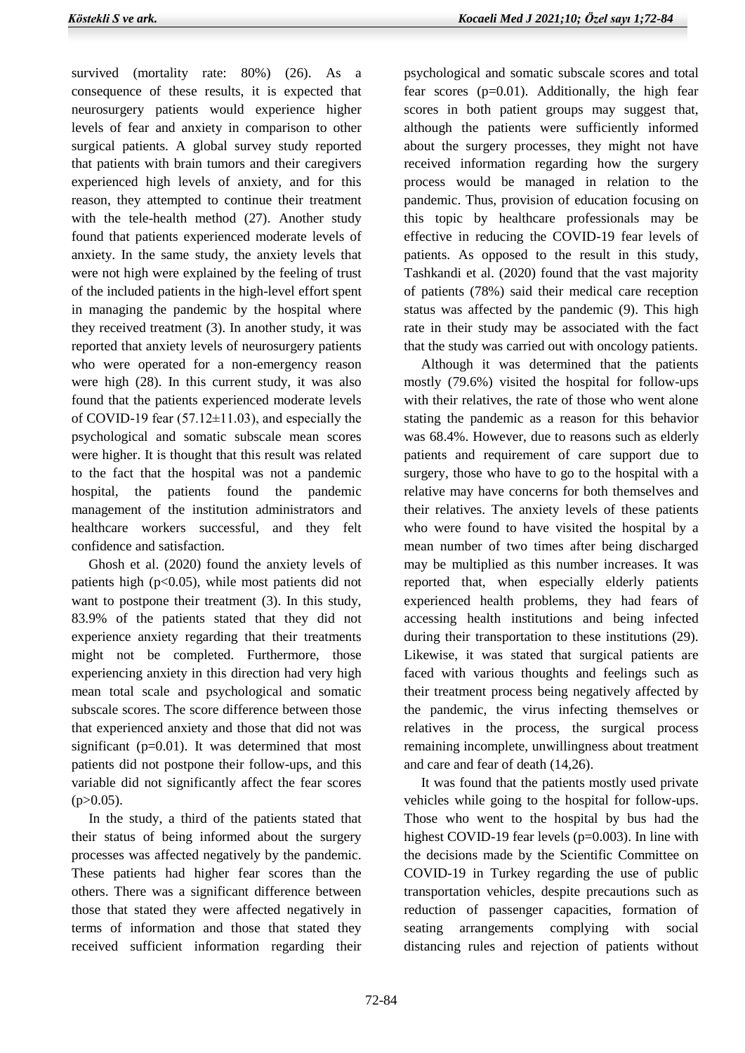survived (mortality rate: 80%) (26). As a consequence of these results, it is expected that neurosurgery patients would experience higher levels of fear and anxiety in comparison to other surgical patients. A global survey study reported that patients with brain tumors and their caregivers experienced high levels of anxiety, and for this reason, they attempted to continue their treatment with the tele-health method (27). Another study found that patients experienced moderate levels of anxiety. In the same study, the anxiety levels that were not high were explained by the feeling of trust of the included patients in the high-level effort spent in managing the pandemic by the hospital where they received treatment (3). In another study, it was reported that anxiety levels of neurosurgery patients who were operated for a non-emergency reason were high (28). In this current study, it was also found that the patients experienced moderate levels of COVID-19 fear (57.12±11.03), and especially the psychological and somatic subscale mean scores were higher. It is thought that this result was related to the fact that the hospital was not a pandemic hospital, the patients found the pandemic management of the institution administrators and healthcare workers successful, and they felt confidence and satisfaction.

Ghosh et al. (2020) found the anxiety levels of patients high ($p<0.05$), while most patients did not want to postpone their treatment (3). In this study, 83.9% of the patients stated that they did not experience anxiety regarding that their treatments might not be completed. Furthermore, those experiencing anxiety in this direction had very high mean total scale and psychological and somatic subscale scores. The score difference between those that experienced anxiety and those that did not was significant ($p=0.01$). It was determined that most patients did not postpone their follow-ups, and this variable did not significantly affect the fear scores ($p>0.05$).

In the study, a third of the patients stated that their status of being informed about the surgery processes was affected negatively by the pandemic. These patients had higher fear scores than the others. There was a significant difference between those that stated they were affected negatively in terms of information and those that stated they received sufficient information regarding their psychological and somatic subscale scores and total fear scores ($p=0.01$). Additionally, the high fear scores in both patient groups may suggest that, although the patients were sufficiently informed about the surgery processes, they might not have received information regarding how the surgery process would be managed in relation to the pandemic. Thus, provision of education focusing on this topic by healthcare professionals may be effective in reducing the COVID-19 fear levels of patients. As opposed to the result in this study, Tashkandi et al. (2020) found that the vast majority of patients (78%) said their medical care reception status was affected by the pandemic (9). This high rate in their study may be associated with the fact that the study was carried out with oncology patients.

Although it was determined that the patients mostly (79.6%) visited the hospital for follow-ups with their relatives, the rate of those who went alone stating the pandemic as a reason for this behavior was 68.4%. However, due to reasons such as elderly patients and requirement of care support due to surgery, those who have to go to the hospital with a relative may have concerns for both themselves and their relatives. The anxiety levels of these patients who were found to have visited the hospital by a mean number of two times after being discharged may be multiplied as this number increases. It was reported that, when especially elderly patients experienced health problems, they had fears of accessing health institutions and being infected during their transportation to these institutions (29). Likewise, it was stated that surgical patients are faced with various thoughts and feelings such as their treatment process being negatively affected by the pandemic, the virus infecting themselves or relatives in the process, the surgical process remaining incomplete, unwillingness about treatment and care and fear of death (14,26).

It was found that the patients mostly used private vehicles while going to the hospital for follow-ups. Those who went to the hospital by bus had the highest COVID-19 fear levels ($p=0.003$). In line with the decisions made by the Scientific Committee on COVID-19 in Turkey regarding the use of public transportation vehicles, despite precautions such as reduction of passenger capacities, formation of seating arrangements complying with social distancing rules and rejection of patients without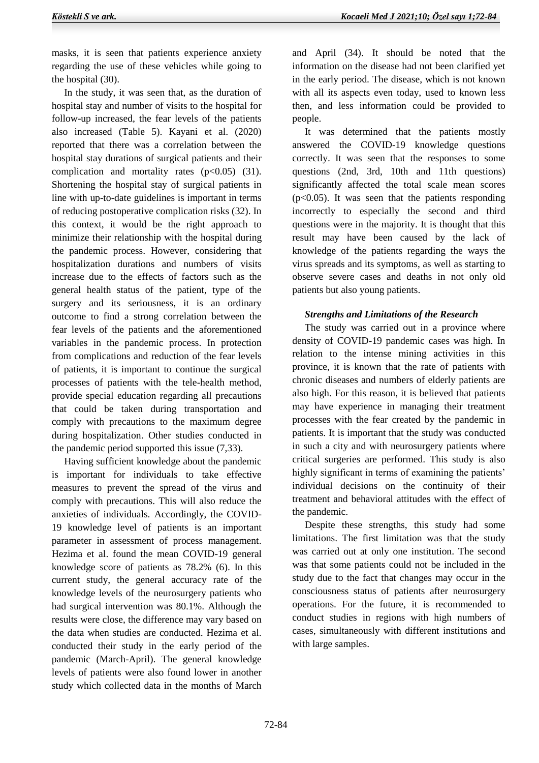masks, it is seen that patients experience anxiety regarding the use of these vehicles while going to the hospital (30).

In the study, it was seen that, as the duration of hospital stay and number of visits to the hospital for follow-up increased, the fear levels of the patients also increased (Table 5). Kayani et al. (2020) reported that there was a correlation between the hospital stay durations of surgical patients and their complication and mortality rates ($p<0.05$) (31). Shortening the hospital stay of surgical patients in line with up-to-date guidelines is important in terms of reducing postoperative complication risks (32). In this context, it would be the right approach to minimize their relationship with the hospital during the pandemic process. However, considering that hospitalization durations and numbers of visits increase due to the effects of factors such as the general health status of the patient, type of the surgery and its seriousness, it is an ordinary outcome to find a strong correlation between the fear levels of the patients and the aforementioned variables in the pandemic process. In protection from complications and reduction of the fear levels of patients, it is important to continue the surgical processes of patients with the tele-health method, provide special education regarding all precautions that could be taken during transportation and comply with precautions to the maximum degree during hospitalization. Other studies conducted in the pandemic period supported this issue (7,33).

Having sufficient knowledge about the pandemic is important for individuals to take effective measures to prevent the spread of the virus and comply with precautions. This will also reduce the anxieties of individuals. Accordingly, the COVID-19 knowledge level of patients is an important parameter in assessment of process management. Hezima et al. found the mean COVID-19 general knowledge score of patients as 78.2% (6). In this current study, the general accuracy rate of the knowledge levels of the neurosurgery patients who had surgical intervention was 80.1%. Although the results were close, the difference may vary based on the data when studies are conducted. Hezima et al. conducted their study in the early period of the pandemic (March-April). The general knowledge levels of patients were also found lower in another study which collected data in the months of March and April (34). It should be noted that the information on the disease had not been clarified yet in the early period. The disease, which is not known with all its aspects even today, used to known less then, and less information could be provided to people.

It was determined that the patients mostly answered the COVID-19 knowledge questions correctly. It was seen that the responses to some questions (2nd, 3rd, 10th and 11th questions) significantly affected the total scale mean scores ($p<0.05$). It was seen that the patients responding incorrectly to especially the second and third questions were in the majority. It is thought that this result may have been caused by the lack of knowledge of the patients regarding the ways the virus spreads and its symptoms, as well as starting to observe severe cases and deaths in not only old patients but also young patients.

### *Strengths and Limitations of the Research*

The study was carried out in a province where density of COVID-19 pandemic cases was high. In relation to the intense mining activities in this province, it is known that the rate of patients with chronic diseases and numbers of elderly patients are also high. For this reason, it is believed that patients may have experience in managing their treatment processes with the fear created by the pandemic in patients. It is important that the study was conducted in such a city and with neurosurgery patients where critical surgeries are performed. This study is also highly significant in terms of examining the patients' individual decisions on the continuity of their treatment and behavioral attitudes with the effect of the pandemic.

Despite these strengths, this study had some limitations. The first limitation was that the study was carried out at only one institution. The second was that some patients could not be included in the study due to the fact that changes may occur in the consciousness status of patients after neurosurgery operations. For the future, it is recommended to conduct studies in regions with high numbers of cases, simultaneously with different institutions and with large samples.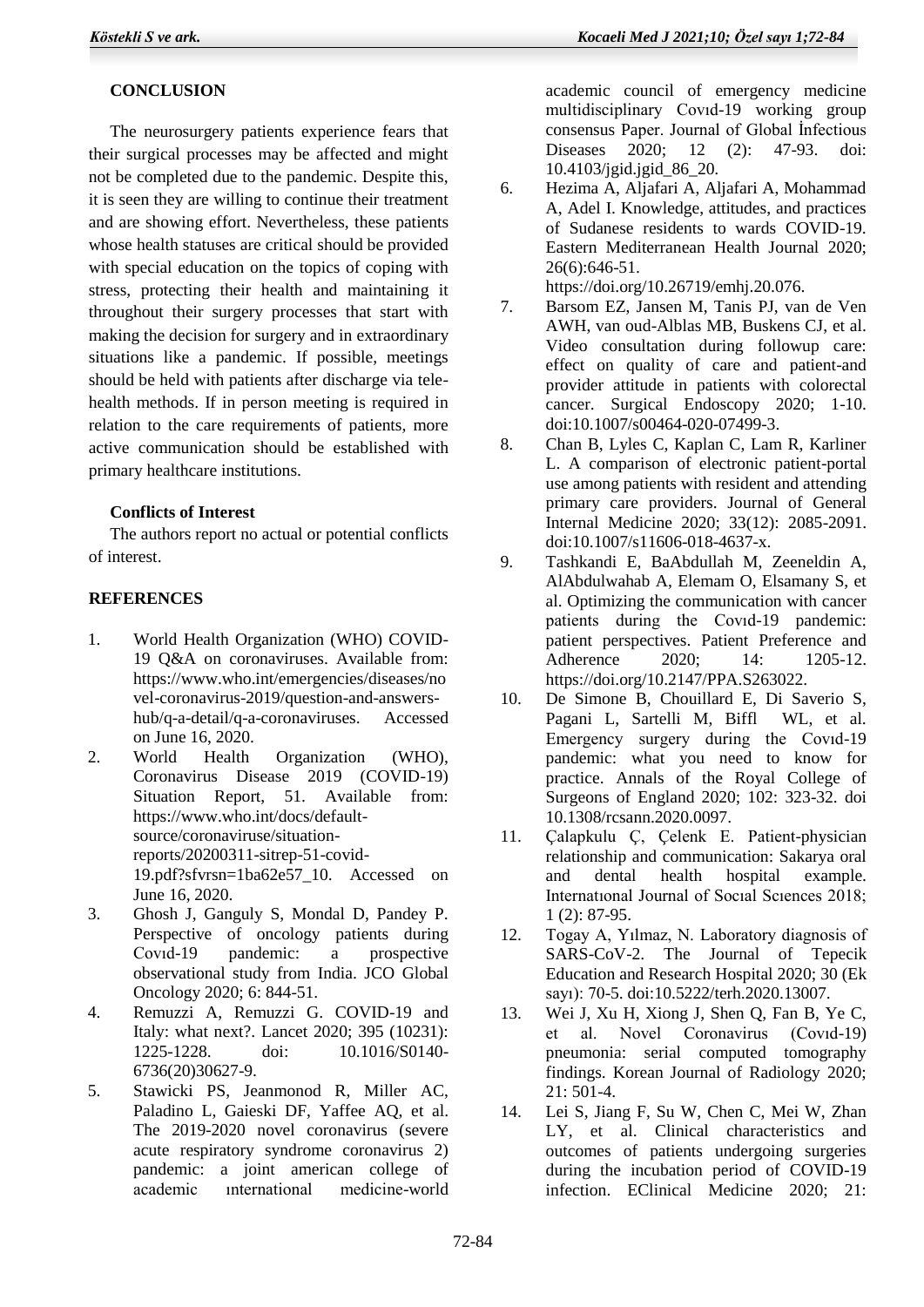## CONCLUSION

The neurosurgery patients experience fears that their surgical processes may be affected and might not be completed due to the pandemic. Despite this, it is seen they are willing to continue their treatment and are showing effort. Nevertheless, these patients whose health statuses are critical should be provided with special education on the topics of coping with stress, protecting their health and maintaining it throughout their surgery processes that start with making the decision for surgery and in extraordinary situations like a pandemic. If possible, meetings should be held with patients after discharge via tele-health methods. If in person meeting is required in relation to the care requirements of patients, more active communication should be established with primary healthcare institutions.

### Conflicts of Interest

The authors report no actual or potential conflicts of interest.

## REFERENCES

1. World Health Organization (WHO) COVID-19 Q&A on coronaviruses. Available from: https://www.who.int/emergencies/diseases/novel-coronavirus-2019/question-and-answers-hub/q-a-detail/q-a-coronaviruses. Accessed on June 16, 2020.
2. World Health Organization (WHO), Coronavirus Disease 2019 (COVID-19) Situation Report, 51. Available from: https://www.who.int/docs/default-source/coronaviruse/situation-reports/20200311-sitrep-51-covid-19.pdf?sfvrsn=1ba62e57_10. Accessed on June 16, 2020.
3. Ghosh J, Ganguly S, Mondal D, Pandey P. Perspective of oncology patients during Covıd-19 pandemic: a prospective observational study from India. JCO Global Oncology 2020; 6: 844-51.
4. Remuzzi A, Remuzzi G. COVID-19 and Italy: what next?. Lancet 2020; 395 (10231): 1225-1228. doi: 10.1016/S0140-6736(20)30627-9.
5. Stawicki PS, Jeanmonod R, Miller AC, Paladino L, Gaieski DF, Yaffee AQ, et al. The 2019-2020 novel coronavirus (severe acute respiratory syndrome coronavirus 2) pandemic: a joint american college of academic ınternational medicine-world academic council of emergency medicine multidisciplinary Covıd-19 working group consensus Paper. Journal of Global İnfectious Diseases 2020; 12 (2): 47-93. doi: 10.4103/jgid.jgid_86_20.
6. Hezima A, Aljafari A, Aljafari A, Mohammad A, Adel I. Knowledge, attitudes, and practices of Sudanese residents to wards COVID-19. Eastern Mediterranean Health Journal 2020; 26(6):646-51. https://doi.org/10.26719/emhj.20.076.
7. Barsom EZ, Jansen M, Tanis PJ, van de Ven AWH, van oud-Alblas MB, Buskens CJ, et al. Video consultation during followup care: effect on quality of care and patient-and provider attitude in patients with colorectal cancer. Surgical Endoscopy 2020; 1-10. doi:10.1007/s00464-020-07499-3.
8. Chan B, Lyles C, Kaplan C, Lam R, Karliner L. A comparison of electronic patient-portal use among patients with resident and attending primary care providers. Journal of General Internal Medicine 2020; 33(12): 2085-2091. doi:10.1007/s11606-018-4637-x.
9. Tashkandi E, BaAbdullah M, Zeeneldin A, AlAbdulwahab A, Elemam O, Elsamany S, et al. Optimizing the communication with cancer patients during the Covıd-19 pandemic: patient perspectives. Patient Preference and Adherence 2020; 14: 1205-12. https://doi.org/10.2147/PPA.S263022.
10. De Simone B, Chouillard E, Di Saverio S, Pagani L, Sartelli M, Biffl WL, et al. Emergency surgery during the Covıd-19 pandemic: what you need to know for practice. Annals of the Royal College of Surgeons of England 2020; 102: 323-32. doi 10.1308/rcsann.2020.0097.
11. Çalapkulu Ç, Çelenk E. Patient-physician relationship and communication: Sakarya oral and dental health hospital example. Internatıonal Journal of Socıal Scıences 2018; 1 (2): 87-95.
12. Togay A, Yılmaz, N. Laboratory diagnosis of SARS-CoV-2. The Journal of Tepecik Education and Research Hospital 2020; 30 (Ek sayı): 70-5. doi:10.5222/terh.2020.13007.
13. Wei J, Xu H, Xiong J, Shen Q, Fan B, Ye C, et al. Novel Coronavirus (Covıd-19) pneumonia: serial computed tomography findings. Korean Journal of Radiology 2020; 21: 501-4.
14. Lei S, Jiang F, Su W, Chen C, Mei W, Zhan LY, et al. Clinical characteristics and outcomes of patients undergoing surgeries during the incubation period of COVID-19 infection. EClinical Medicine 2020; 21: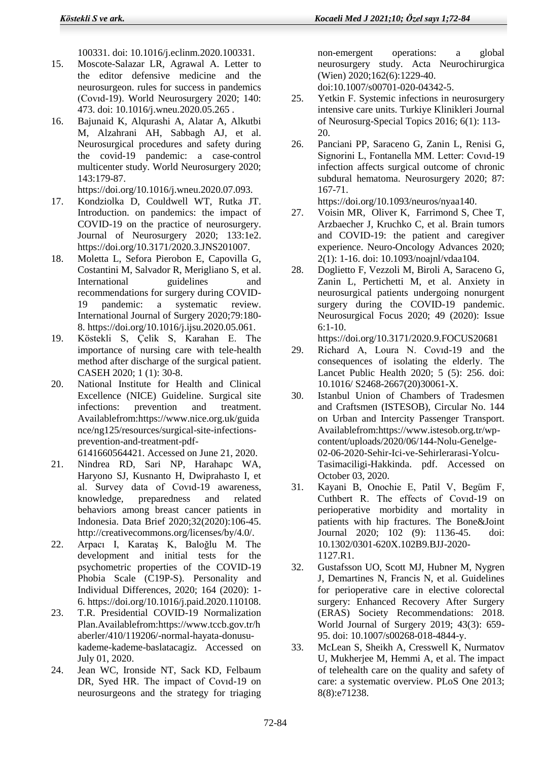100331. doi: 10.1016/j.eclinm.2020.100331.

15. Moscote-Salazar LR, Agrawal A. Letter to the editor defensive medicine and the neurosurgeon. rules for success in pandemics (Covıd-19). World Neurosurgery 2020; 140: 473. doi: 10.1016/j.wneu.2020.05.265 .
16. Bajunaid K, Alqurashi A, Alatar A, Alkutbi M, Alzahrani AH, Sabbagh AJ, et al. Neurosurgical procedures and safety during the covid-19 pandemic: a case-control multicenter study. World Neurosurgery 2020; 143:179-87. https://doi.org/10.1016/j.wneu.2020.07.093.
17. Kondziolka D, Couldwell WT, Rutka JT. Introduction. on pandemics: the impact of COVID-19 on the practice of neurosurgery. Journal of Neurosurgery 2020; 133:1e2. https://doi.org/10.3171/2020.3.JNS201007.
18. Moletta L, Sefora Pierobon E, Capovilla G, Costantini M, Salvador R, Merigliano S, et al. International guidelines and recommendations for surgery during COVID-19 pandemic: a systematic review. International Journal of Surgery 2020;79:180-8. https://doi.org/10.1016/j.ijsu.2020.05.061.
19. Köstekli S, Çelik S, Karahan E. The importance of nursing care with tele-health method after discharge of the surgical patient. CASEH 2020; 1 (1): 30-8.
20. National Institute for Health and Clinical Excellence (NICE) Guideline. Surgical site infections: prevention and treatment. Availablefrom:https://www.nice.org.uk/guidance/ng125/resources/surgical-site-infections-prevention-and-treatment-pdf-6141660564421. Accessed on June 21, 2020.
21. Nindrea RD, Sari NP, Harahapc WA, Haryono SJ, Kusnanto H, Dwiprahasto I, et al. Survey data of Covıd-19 awareness, knowledge, preparedness and related behaviors among breast cancer patients in Indonesia. Data Brief 2020;32(2020):106-45. http://creativecommons.org/licenses/by/4.0/.
22. Arpacı I, Karataş K, Baloğlu M. The development and initial tests for the psychometric properties of the COVID-19 Phobia Scale (C19P-S). Personality and Individual Differences, 2020; 164 (2020): 1-6. https://doi.org/10.1016/j.paid.2020.110108.
23. T.R. Presidential COVID-19 Normalization Plan.Availablefrom:https://www.tccb.gov.tr/haberler/410/119206/-normal-hayata-donusu-kademe-kademe-baslatacagiz. Accessed on July 01, 2020.
24. Jean WC, Ironside NT, Sack KD, Felbaum DR, Syed HR. The impact of Covıd-19 on neurosurgeons and the strategy for triaging non-emergent operations: a global neurosurgery study. Acta Neurochirurgica (Wien) 2020;162(6):1229-40. doi:10.1007/s00701-020-04342-5.
25. Yetkin F. Systemic infections in neurosurgery intensive care units. Turkiye Klinikleri Journal of Neurosurg-Special Topics 2016; 6(1): 113-20.
26. Panciani PP, Saraceno G, Zanin L, Renisi G, Signorini L, Fontanella MM. Letter: Covıd-19 infection affects surgical outcome of chronic subdural hematoma. Neurosurgery 2020; 87: 167-71. https://doi.org/10.1093/neuros/nyaa140.
27. Voisin MR, Oliver K, Farrimond S, Chee T, Arzbaecher J, Kruchko C, et al. Brain tumors and COVID-19: the patient and caregiver experience. Neuro-Oncology Advances 2020; 2(1): 1-16. doi: 10.1093/noajnl/vdaa104.
28. Doglietto F, Vezzoli M, Biroli A, Saraceno G, Zanin L, Pertichetti M, et al. Anxiety in neurosurgical patients undergoing nonurgent surgery during the COVID-19 pandemic. Neurosurgical Focus 2020; 49 (2020): Issue 6:1-10. https://doi.org/10.3171/2020.9.FOCUS20681
29. Richard A, Loura N. Covıd-19 and the consequences of isolating the elderly. The Lancet Public Health 2020; 5 (5): 256. doi: 10.1016/ S2468-2667(20)30061-X.
30. Istanbul Union of Chambers of Tradesmen and Craftsmen (ISTESOB), Circular No. 144 on Urban and Intercity Passenger Transport. Availablefrom:https://www.istesob.org.tr/wp-content/uploads/2020/06/144-Nolu-Genelge-02-06-2020-Sehir-Ici-ve-Sehirlerarasi-Yolcu-Tasimaciligi-Hakkinda. pdf. Accessed on October 03, 2020.
31. Kayani B, Onochie E, Patil V, Begüm F, Cuthbert R. The effects of Covıd-19 on perioperative morbidity and mortality in patients with hip fractures. The Bone&Joint Journal 2020; 102 (9): 1136-45. doi: 10.1302/0301-620X.102B9.BJJ-2020-1127.R1.
32. Gustafsson UO, Scott MJ, Hubner M, Nygren J, Demartines N, Francis N, et al. Guidelines for perioperative care in elective colorectal surgery: Enhanced Recovery After Surgery (ERAS) Society Recommendations: 2018. World Journal of Surgery 2019; 43(3): 659-95. doi: 10.1007/s00268-018-4844-y.
33. McLean S, Sheikh A, Cresswell K, Nurmatov U, Mukherjee M, Hemmi A, et al. The impact of telehealth care on the quality and safety of care: a systematic overview. PLoS One 2013; 8(8):e71238.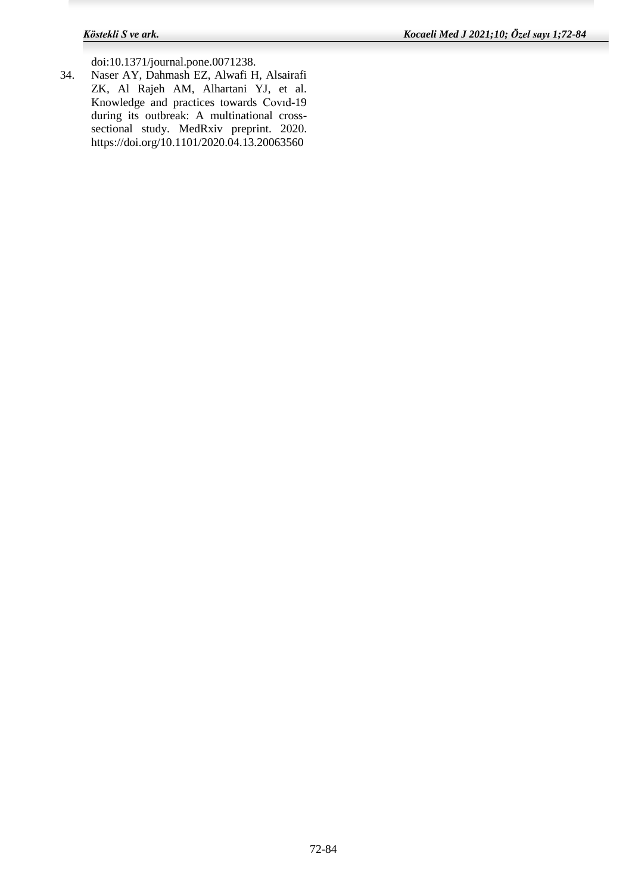doi:10.1371/journal.pone.0071238.

34. Naser AY, Dahmash EZ, Alwafi H, Alsairafi ZK, Al Rajeh AM, Alhartani YJ, et al. Knowledge and practices towards Covıd-19 during its outbreak: A multinational cross-sectional study. MedRxiv preprint. 2020. https://doi.org/10.1101/2020.04.13.20063560